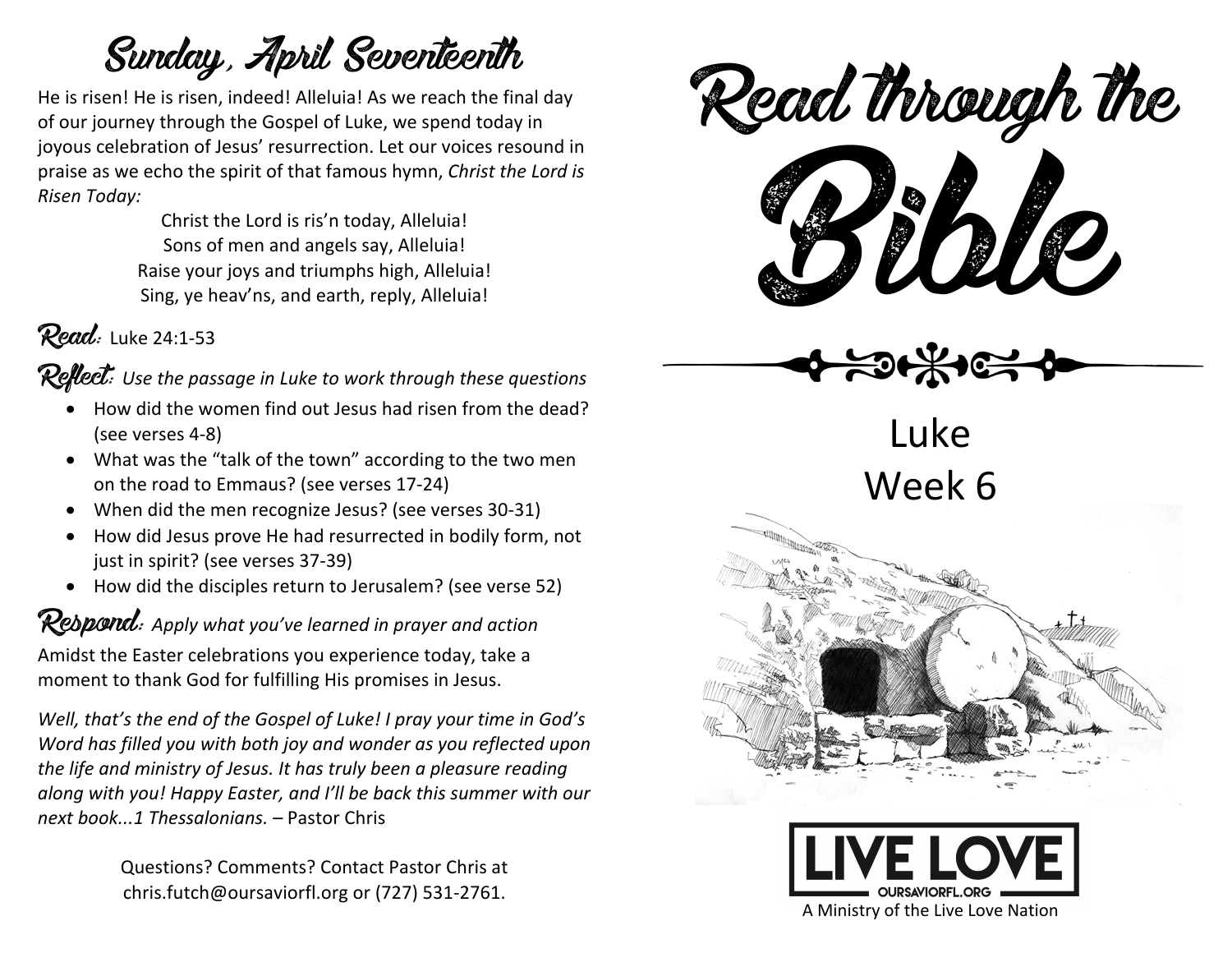## Sunday, April Seventeenth

He is risen! He is risen, indeed! Alleluia! As we reach the final day of our journey through the Gospel of Luke, we spend today in joyous celebration of Jesus' resurrection. Let our voices resound in praise as we echo the spirit of that famous hymn, *Christ the Lord is Risen Today:*

Christ the Lord is ris'n today, Alleluia!
Sons of men and angels say, Alleluia!
Raise your joys and triumphs high, Alleluia!
Sing, ye heav'ns, and earth, reply, Alleluia!

**Read:** Luke 24:1-53

**Reflect:** *Use the passage in Luke to work through these questions*

- How did the women find out Jesus had risen from the dead? (see verses 4-8)
- What was the "talk of the town" according to the two men on the road to Emmaus? (see verses 17-24)
- When did the men recognize Jesus? (see verses 30-31)
- How did Jesus prove He had resurrected in bodily form, not just in spirit? (see verses 37-39)
- How did the disciples return to Jerusalem? (see verse 52)

**Respond:** *Apply what you've learned in prayer and action*

Amidst the Easter celebrations you experience today, take a moment to thank God for fulfilling His promises in Jesus.

*Well, that's the end of the Gospel of Luke! I pray your time in God's Word has filled you with both joy and wonder as you reflected upon the life and ministry of Jesus. It has truly been a pleasure reading along with you! Happy Easter, and I'll be back this summer with our next book...1 Thessalonians.* – Pastor Chris

Questions? Comments? Contact Pastor Chris at chris.futch@oursaviorfl.org or (727) 531-2761.

# Read through the Bible

Luke
Week 6

LIVE LOVE
OURSAVIORFL.ORG
A Ministry of the Live Love Nation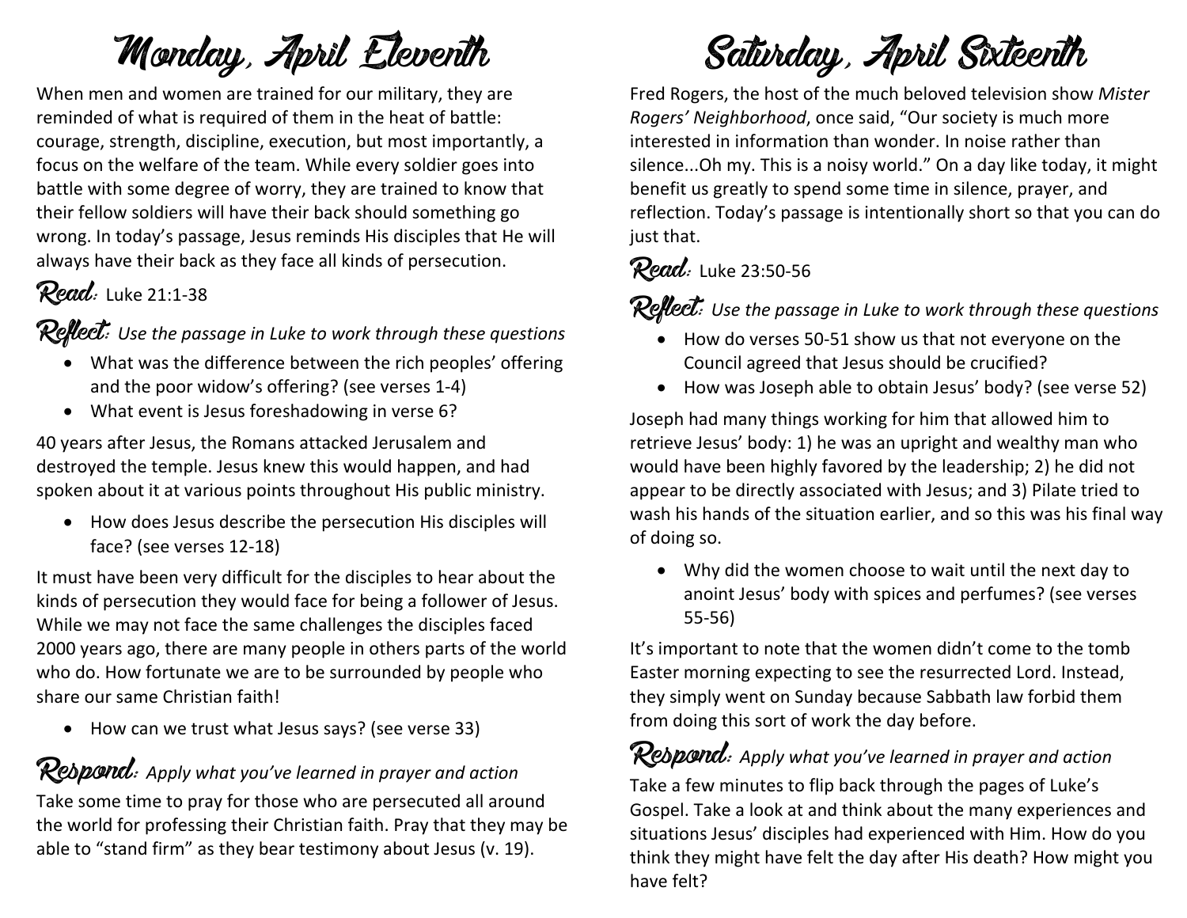# Monday, April Eleventh

When men and women are trained for our military, they are reminded of what is required of them in the heat of battle: courage, strength, discipline, execution, but most importantly, a focus on the welfare of the team. While every soldier goes into battle with some degree of worry, they are trained to know that their fellow soldiers will have their back should something go wrong. In today's passage, Jesus reminds His disciples that He will always have their back as they face all kinds of persecution.

**Read:** Luke 21:1-38

**Reflect:** *Use the passage in Luke to work through these questions*

- What was the difference between the rich peoples' offering and the poor widow's offering? (see verses 1-4)
- What event is Jesus foreshadowing in verse 6?

40 years after Jesus, the Romans attacked Jerusalem and destroyed the temple. Jesus knew this would happen, and had spoken about it at various points throughout His public ministry.

- How does Jesus describe the persecution His disciples will face? (see verses 12-18)

It must have been very difficult for the disciples to hear about the kinds of persecution they would face for being a follower of Jesus. While we may not face the same challenges the disciples faced 2000 years ago, there are many people in others parts of the world who do. How fortunate we are to be surrounded by people who share our same Christian faith!

- How can we trust what Jesus says? (see verse 33)

**Respond:** *Apply what you've learned in prayer and action*

Take some time to pray for those who are persecuted all around the world for professing their Christian faith. Pray that they may be able to "stand firm" as they bear testimony about Jesus (v. 19).

# Saturday, April Sixteenth

Fred Rogers, the host of the much beloved television show *Mister Rogers' Neighborhood*, once said, "Our society is much more interested in information than wonder. In noise rather than silence...Oh my. This is a noisy world." On a day like today, it might benefit us greatly to spend some time in silence, prayer, and reflection. Today's passage is intentionally short so that you can do just that.

**Read:** Luke 23:50-56

**Reflect:** *Use the passage in Luke to work through these questions*

- How do verses 50-51 show us that not everyone on the Council agreed that Jesus should be crucified?
- How was Joseph able to obtain Jesus' body? (see verse 52)

Joseph had many things working for him that allowed him to retrieve Jesus' body: 1) he was an upright and wealthy man who would have been highly favored by the leadership; 2) he did not appear to be directly associated with Jesus; and 3) Pilate tried to wash his hands of the situation earlier, and so this was his final way of doing so.

- Why did the women choose to wait until the next day to anoint Jesus' body with spices and perfumes? (see verses 55-56)

It's important to note that the women didn't come to the tomb Easter morning expecting to see the resurrected Lord. Instead, they simply went on Sunday because Sabbath law forbid them from doing this sort of work the day before.

**Respond:** *Apply what you've learned in prayer and action*

Take a few minutes to flip back through the pages of Luke's Gospel. Take a look at and think about the many experiences and situations Jesus' disciples had experienced with Him. How do you think they might have felt the day after His death? How might you have felt?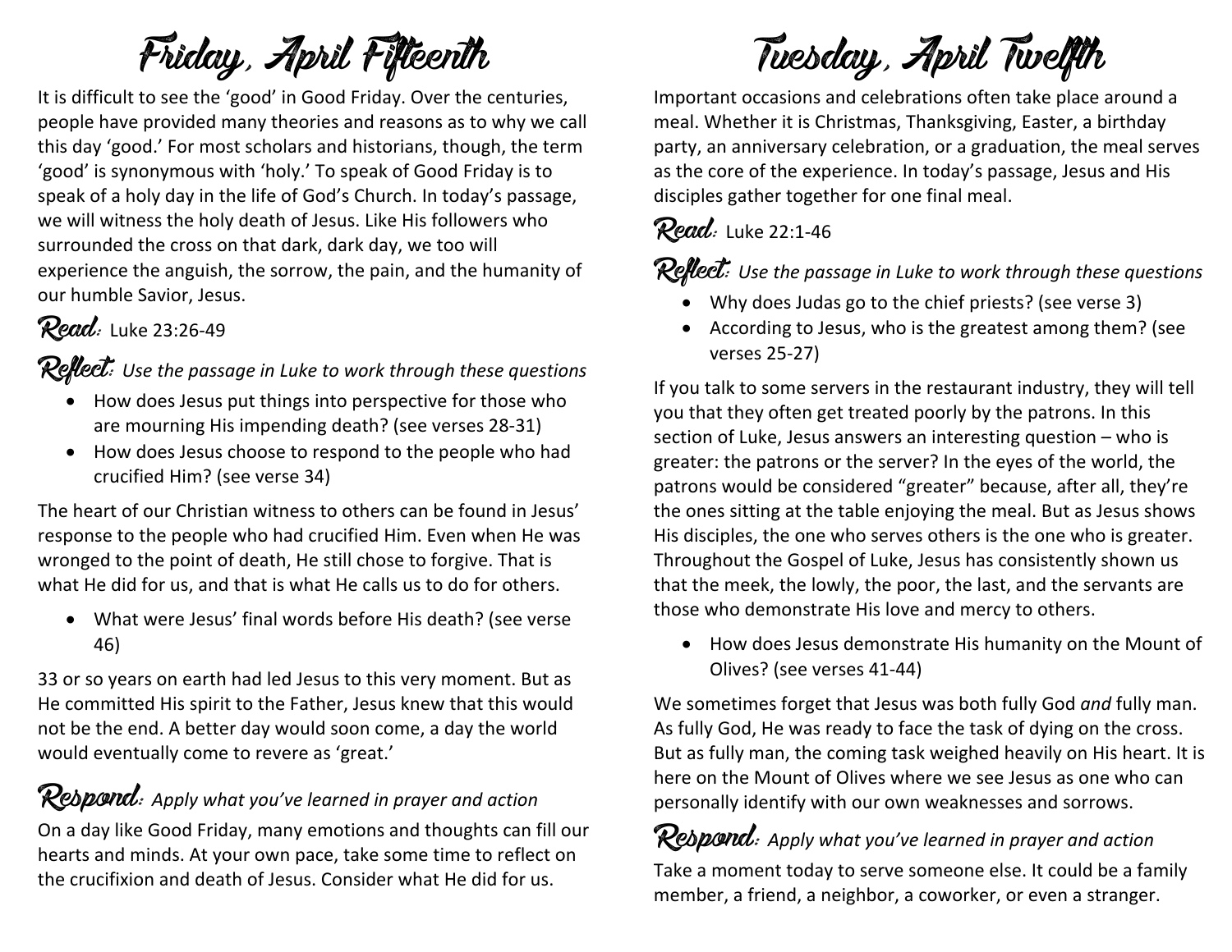# Friday, April Fifteenth

It is difficult to see the 'good' in Good Friday. Over the centuries, people have provided many theories and reasons as to why we call this day 'good.' For most scholars and historians, though, the term 'good' is synonymous with 'holy.' To speak of Good Friday is to speak of a holy day in the life of God's Church. In today's passage, we will witness the holy death of Jesus. Like His followers who surrounded the cross on that dark, dark day, we too will experience the anguish, the sorrow, the pain, and the humanity of our humble Savior, Jesus.

**Read:** Luke 23:26-49

**Reflect:** *Use the passage in Luke to work through these questions*

- How does Jesus put things into perspective for those who are mourning His impending death? (see verses 28-31)
- How does Jesus choose to respond to the people who had crucified Him? (see verse 34)

The heart of our Christian witness to others can be found in Jesus' response to the people who had crucified Him. Even when He was wronged to the point of death, He still chose to forgive. That is what He did for us, and that is what He calls us to do for others.

- What were Jesus' final words before His death? (see verse 46)

33 or so years on earth had led Jesus to this very moment. But as He committed His spirit to the Father, Jesus knew that this would not be the end. A better day would soon come, a day the world would eventually come to revere as 'great.'

**Respond:** *Apply what you've learned in prayer and action*

On a day like Good Friday, many emotions and thoughts can fill our hearts and minds. At your own pace, take some time to reflect on the crucifixion and death of Jesus. Consider what He did for us.

# Tuesday, April Twelfth

Important occasions and celebrations often take place around a meal. Whether it is Christmas, Thanksgiving, Easter, a birthday party, an anniversary celebration, or a graduation, the meal serves as the core of the experience. In today's passage, Jesus and His disciples gather together for one final meal.

**Read:** Luke 22:1-46

**Reflect:** *Use the passage in Luke to work through these questions*

- Why does Judas go to the chief priests? (see verse 3)
- According to Jesus, who is the greatest among them? (see verses 25-27)

If you talk to some servers in the restaurant industry, they will tell you that they often get treated poorly by the patrons. In this section of Luke, Jesus answers an interesting question – who is greater: the patrons or the server? In the eyes of the world, the patrons would be considered "greater" because, after all, they're the ones sitting at the table enjoying the meal. But as Jesus shows His disciples, the one who serves others is the one who is greater. Throughout the Gospel of Luke, Jesus has consistently shown us that the meek, the lowly, the poor, the last, and the servants are those who demonstrate His love and mercy to others.

- How does Jesus demonstrate His humanity on the Mount of Olives? (see verses 41-44)

We sometimes forget that Jesus was both fully God *and* fully man. As fully God, He was ready to face the task of dying on the cross. But as fully man, the coming task weighed heavily on His heart. It is here on the Mount of Olives where we see Jesus as one who can personally identify with our own weaknesses and sorrows.

**Respond:** *Apply what you've learned in prayer and action*

Take a moment today to serve someone else. It could be a family member, a friend, a neighbor, a coworker, or even a stranger.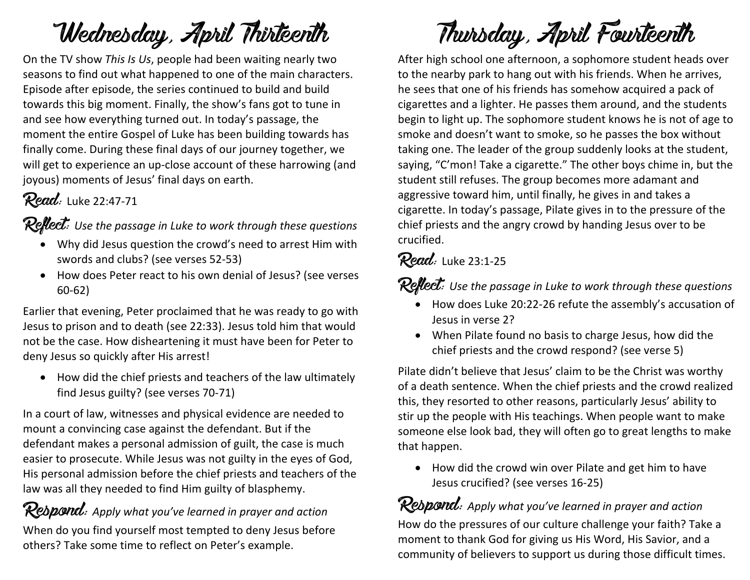# Wednesday, April Thirteenth

On the TV show *This Is Us*, people had been waiting nearly two seasons to find out what happened to one of the main characters. Episode after episode, the series continued to build and build towards this big moment. Finally, the show's fans got to tune in and see how everything turned out. In today's passage, the moment the entire Gospel of Luke has been building towards has finally come. During these final days of our journey together, we will get to experience an up-close account of these harrowing (and joyous) moments of Jesus' final days on earth.

**Read:** Luke 22:47-71

**Reflect:** *Use the passage in Luke to work through these questions*

- Why did Jesus question the crowd's need to arrest Him with swords and clubs? (see verses 52-53)
- How does Peter react to his own denial of Jesus? (see verses 60-62)

Earlier that evening, Peter proclaimed that he was ready to go with Jesus to prison and to death (see 22:33). Jesus told him that would not be the case. How disheartening it must have been for Peter to deny Jesus so quickly after His arrest!

- How did the chief priests and teachers of the law ultimately find Jesus guilty? (see verses 70-71)

In a court of law, witnesses and physical evidence are needed to mount a convincing case against the defendant. But if the defendant makes a personal admission of guilt, the case is much easier to prosecute. While Jesus was not guilty in the eyes of God, His personal admission before the chief priests and teachers of the law was all they needed to find Him guilty of blasphemy.

**Respond:** *Apply what you've learned in prayer and action*

When do you find yourself most tempted to deny Jesus before others? Take some time to reflect on Peter's example.

# Thursday, April Fourteenth

After high school one afternoon, a sophomore student heads over to the nearby park to hang out with his friends. When he arrives, he sees that one of his friends has somehow acquired a pack of cigarettes and a lighter. He passes them around, and the students begin to light up. The sophomore student knows he is not of age to smoke and doesn't want to smoke, so he passes the box without taking one. The leader of the group suddenly looks at the student, saying, "C'mon! Take a cigarette." The other boys chime in, but the student still refuses. The group becomes more adamant and aggressive toward him, until finally, he gives in and takes a cigarette. In today's passage, Pilate gives in to the pressure of the chief priests and the angry crowd by handing Jesus over to be crucified.

**Read:** Luke 23:1-25

**Reflect:** *Use the passage in Luke to work through these questions*

- How does Luke 20:22-26 refute the assembly's accusation of Jesus in verse 2?
- When Pilate found no basis to charge Jesus, how did the chief priests and the crowd respond? (see verse 5)

Pilate didn't believe that Jesus' claim to be the Christ was worthy of a death sentence. When the chief priests and the crowd realized this, they resorted to other reasons, particularly Jesus' ability to stir up the people with His teachings. When people want to make someone else look bad, they will often go to great lengths to make that happen.

- How did the crowd win over Pilate and get him to have Jesus crucified? (see verses 16-25)

**Respond:** *Apply what you've learned in prayer and action*

How do the pressures of our culture challenge your faith? Take a moment to thank God for giving us His Word, His Savior, and a community of believers to support us during those difficult times.